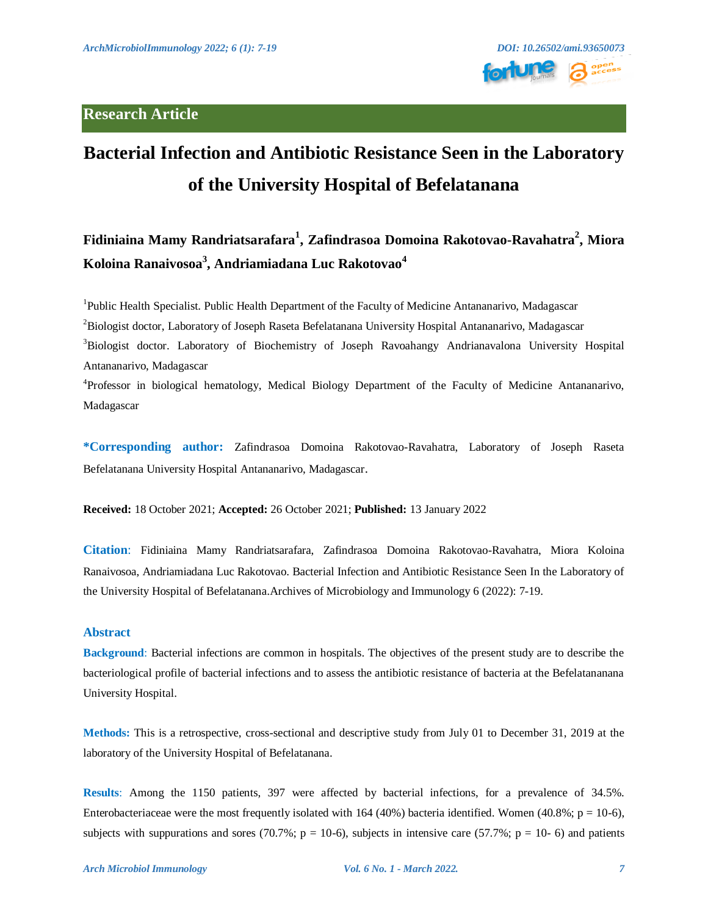Research Article

# Bacterial Infection and Antibiotic Resistance Seen in the Laboratory of the University Hospital of Befelatanana

**Fidiniaina Mamy Randriatsarafara[1], Zafindrasoa Domoina Rakotovao-Ravahatra[2], Miora Koloina Ranaivosoa[3], Andriamiadana Luc Rakotovao[4]**

[1]Public Health Specialist. Public Health Department of the Faculty of Medicine Antananarivo, Madagascar

[2]Biologist doctor, Laboratory of Joseph Raseta Befelatanana University Hospital Antananarivo, Madagascar

[3]Biologist doctor. Laboratory of Biochemistry of Joseph Ravoahangy Andrianavalona University Hospital Antananarivo, Madagascar

[4]Professor in biological hematology, Medical Biology Department of the Faculty of Medicine Antananarivo, Madagascar

**\*Corresponding author:** Zafindrasoa Domoina Rakotovao-Ravahatra, Laboratory of Joseph Raseta Befelatanana University Hospital Antananarivo, Madagascar.

**Received:** 18 October 2021; **Accepted:** 26 October 2021; **Published:** 13 January 2022

**Citation**: Fidiniaina Mamy Randriatsarafara, Zafindrasoa Domoina Rakotovao-Ravahatra, Miora Koloina Ranaivosoa, Andriamiadana Luc Rakotovao. Bacterial Infection and Antibiotic Resistance Seen In the Laboratory of the University Hospital of Befelatanana.Archives of Microbiology and Immunology 6 (2022): 7-19.

## Abstract

**Background**: Bacterial infections are common in hospitals. The objectives of the present study are to describe the bacteriological profile of bacterial infections and to assess the antibiotic resistance of bacteria at the Befelatanananana University Hospital.

**Methods:** This is a retrospective, cross-sectional and descriptive study from July 01 to December 31, 2019 at the laboratory of the University Hospital of Befelatanana.

**Results**: Among the 1150 patients, 397 were affected by bacterial infections, for a prevalence of 34.5%. Enterobacteriaceae were the most frequently isolated with 164 (40%) bacteria identified. Women (40.8%; $p = 10^{-6}$), subjects with suppurations and sores (70.7%; $p = 10^{-6}$), subjects in intensive care (57.7%; $p = 10^{-6}$) and patients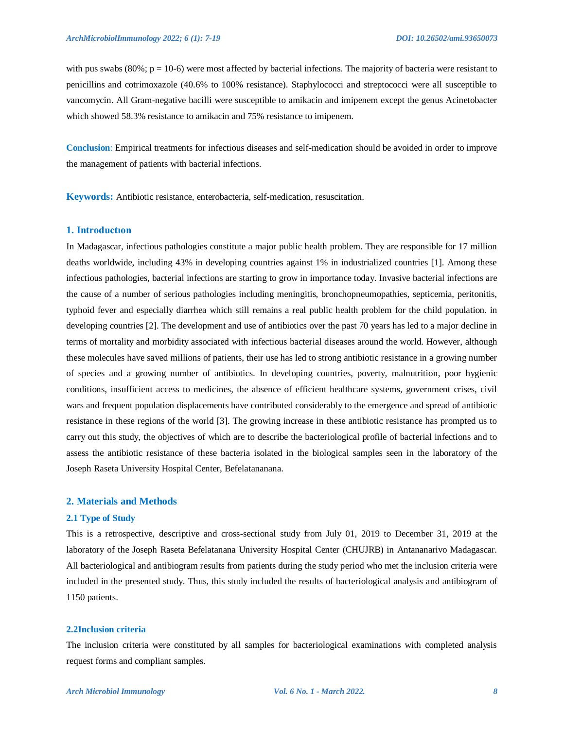with pus swabs (80%; p = 10-6) were most affected by bacterial infections. The majority of bacteria were resistant to penicillins and cotrimoxazole (40.6% to 100% resistance). Staphylococci and streptococci were all susceptible to vancomycin. All Gram-negative bacilli were susceptible to amikacin and imipenem except the genus Acinetobacter which showed 58.3% resistance to amikacin and 75% resistance to imipenem.

**Conclusion**: Empirical treatments for infectious diseases and self-medication should be avoided in order to improve the management of patients with bacterial infections.

**Keywords:** Antibiotic resistance, enterobacteria, self-medication, resuscitation.

## 1. Introductıon

In Madagascar, infectious pathologies constitute a major public health problem. They are responsible for 17 million deaths worldwide, including 43% in developing countries against 1% in industrialized countries [1]. Among these infectious pathologies, bacterial infections are starting to grow in importance today. Invasive bacterial infections are the cause of a number of serious pathologies including meningitis, bronchopneumopathies, septicemia, peritonitis, typhoid fever and especially diarrhea which still remains a real public health problem for the child population. in developing countries [2]. The development and use of antibiotics over the past 70 years has led to a major decline in terms of mortality and morbidity associated with infectious bacterial diseases around the world. However, although these molecules have saved millions of patients, their use has led to strong antibiotic resistance in a growing number of species and a growing number of antibiotics. In developing countries, poverty, malnutrition, poor hygienic conditions, insufficient access to medicines, the absence of efficient healthcare systems, government crises, civil wars and frequent population displacements have contributed considerably to the emergence and spread of antibiotic resistance in these regions of the world [3]. The growing increase in these antibiotic resistance has prompted us to carry out this study, the objectives of which are to describe the bacteriological profile of bacterial infections and to assess the antibiotic resistance of these bacteria isolated in the biological samples seen in the laboratory of the Joseph Raseta University Hospital Center, Befelatananana.

## 2. Materials and Methods

### 2.1 Type of Study

This is a retrospective, descriptive and cross-sectional study from July 01, 2019 to December 31, 2019 at the laboratory of the Joseph Raseta Befelatanana University Hospital Center (CHUJRB) in Antananarivo Madagascar. All bacteriological and antibiogram results from patients during the study period who met the inclusion criteria were included in the presented study. Thus, this study included the results of bacteriological analysis and antibiogram of 1150 patients.

### 2.2Inclusion criteria

The inclusion criteria were constituted by all samples for bacteriological examinations with completed analysis request forms and compliant samples.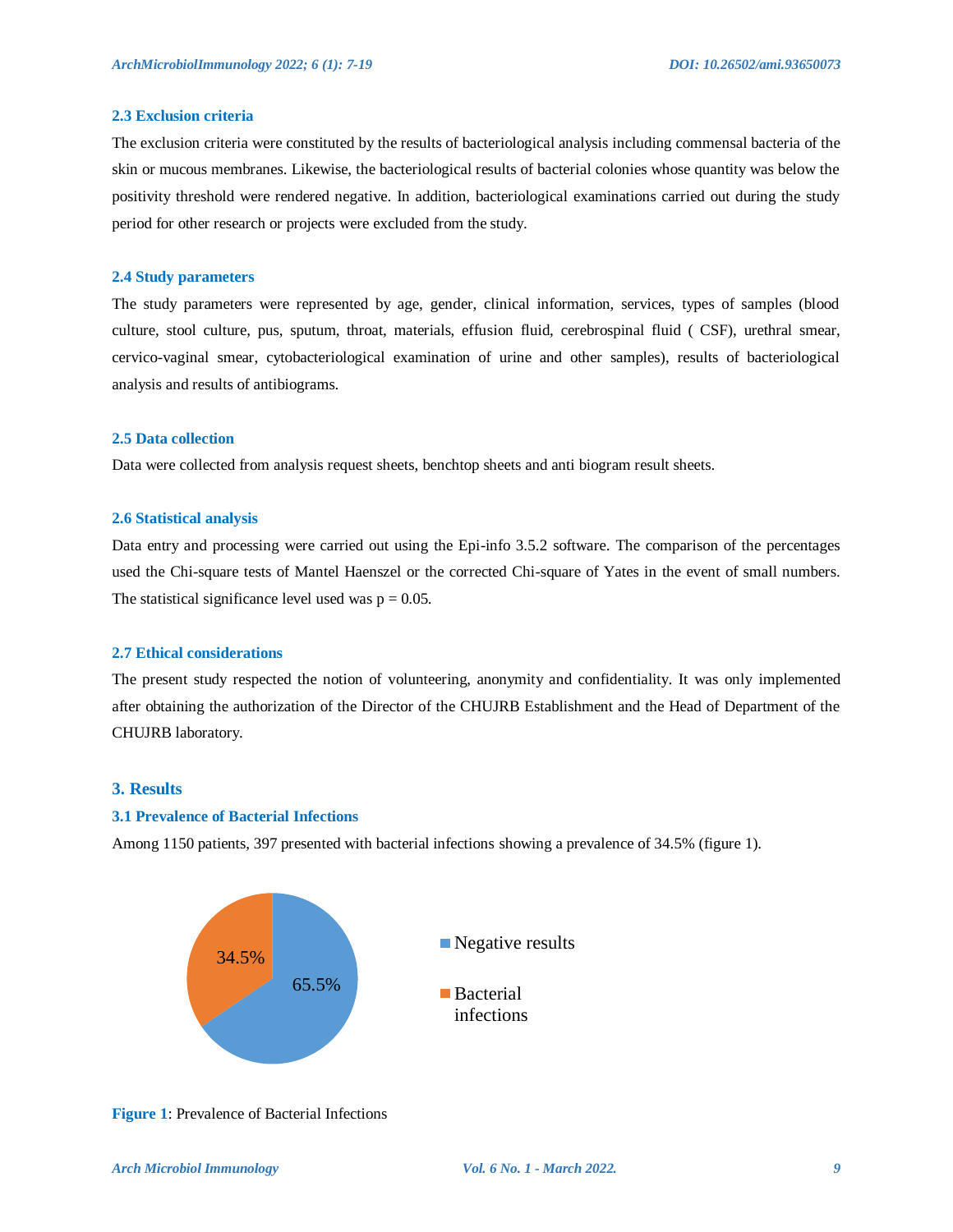### 2.3 Exclusion criteria

The exclusion criteria were constituted by the results of bacteriological analysis including commensal bacteria of the skin or mucous membranes. Likewise, the bacteriological results of bacterial colonies whose quantity was below the positivity threshold were rendered negative. In addition, bacteriological examinations carried out during the study period for other research or projects were excluded from the study.

### 2.4 Study parameters

The study parameters were represented by age, gender, clinical information, services, types of samples (blood culture, stool culture, pus, sputum, throat, materials, effusion fluid, cerebrospinal fluid ( CSF), urethral smear, cervico-vaginal smear, cytobacteriological examination of urine and other samples), results of bacteriological analysis and results of antibiograms.

### 2.5 Data collection

Data were collected from analysis request sheets, benchtop sheets and anti biogram result sheets.

### 2.6 Statistical analysis

Data entry and processing were carried out using the Epi-info 3.5.2 software. The comparison of the percentages used the Chi-square tests of Mantel Haenszel or the corrected Chi-square of Yates in the event of small numbers. The statistical significance level used was $p = 0.05$.

### 2.7 Ethical considerations

The present study respected the notion of volunteering, anonymity and confidentiality. It was only implemented after obtaining the authorization of the Director of the CHUJRB Establishment and the Head of Department of the CHUJRB laboratory.

## 3. Results

### 3.1 Prevalence of Bacterial Infections

Among 1150 patients, 397 presented with bacterial infections showing a prevalence of 34.5% (figure 1).

34.5%
65.5%

Negative results
Bacterial infections

**Figure 1**: Prevalence of Bacterial Infections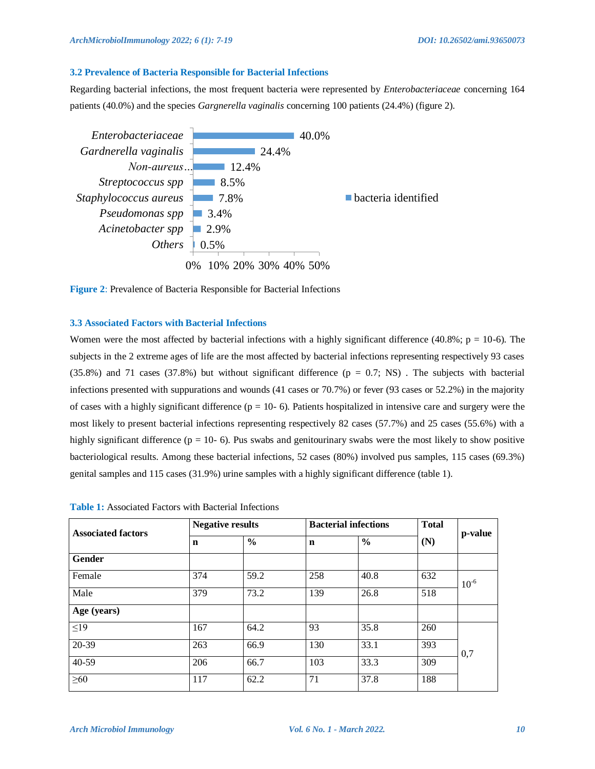### 3.2 Prevalence of Bacteria Responsible for Bacterial Infections

Regarding bacterial infections, the most frequent bacteria were represented by *Enterobacteriaceae* concerning 164 patients (40.0%) and the species *Gargnerella vaginalis* concerning 100 patients (24.4%) (figure 2).

**Figure 2**: Prevalence of Bacteria Responsible for Bacterial Infections

### 3.3 Associated Factors with Bacterial Infections

Women were the most affected by bacterial infections with a highly significant difference (40.8%; p = 10-6). The subjects in the 2 extreme ages of life are the most affected by bacterial infections representing respectively 93 cases (35.8%) and 71 cases (37.8%) but without significant difference (p = 0.7; NS) . The subjects with bacterial infections presented with suppurations and wounds (41 cases or 70.7%) or fever (93 cases or 52.2%) in the majority of cases with a highly significant difference (p = 10- 6). Patients hospitalized in intensive care and surgery were the most likely to present bacterial infections representing respectively 82 cases (57.7%) and 25 cases (55.6%) with a highly significant difference (p = 10- 6). Pus swabs and genitourinary swabs were the most likely to show positive bacteriological results. Among these bacterial infections, 52 cases (80%) involved pus samples, 115 cases (69.3%) genital samples and 115 cases (31.9%) urine samples with a highly significant difference (table 1).

**Table 1:** Associated Factors with Bacterial Infections

| Associated factors | Negative results | | Bacterial infections | | Total | p-value |
|---|---|---|---|---|---|---|
| | n | % | n | % | (N) | |
| **Gender** | | | | | | |
| Female | 374 | 59.2 | 258 | 40.8 | 632 | $10^{-6}$ |
| Male | 379 | 73.2 | 139 | 26.8 | 518 | |
| **Age (years)** | | | | | | |
| ≤19 | 167 | 64.2 | 93 | 35.8 | 260 | 0,7 |
| 20-39 | 263 | 66.9 | 130 | 33.1 | 393 | |
| 40-59 | 206 | 66.7 | 103 | 33.3 | 309 | |
| ≥60 | 117 | 62.2 | 71 | 37.8 | 188 | |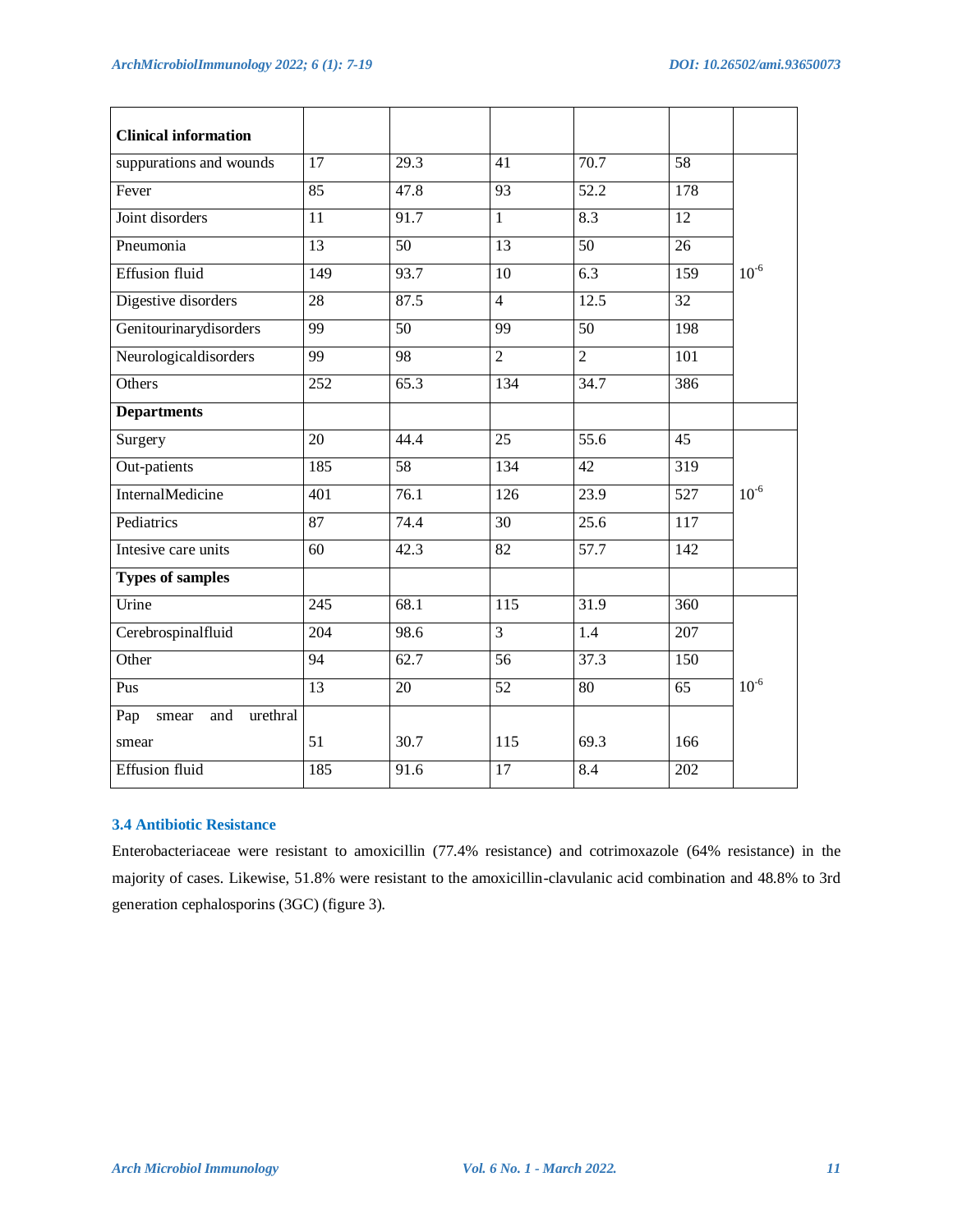| Clinical information | | | | | | |
|---|---|---|---|---|---|---|
| suppurations and wounds | 17 | 29.3 | 41 | 70.7 | 58 | |
| Fever | 85 | 47.8 | 93 | 52.2 | 178 | |
| Joint disorders | 11 | 91.7 | 1 | 8.3 | 12 | |
| Pneumonia | 13 | 50 | 13 | 50 | 26 | |
| Effusion fluid | 149 | 93.7 | 10 | 6.3 | 159 | $10^{-6}$ |
| Digestive disorders | 28 | 87.5 | 4 | 12.5 | 32 | |
| Genitourinarydisorders | 99 | 50 | 99 | 50 | 198 | |
| Neurologicaldisorders | 99 | 98 | 2 | 2 | 101 | |
| Others | 252 | 65.3 | 134 | 34.7 | 386 | |
| **Departments** | | | | | | |
| Surgery | 20 | 44.4 | 25 | 55.6 | 45 | |
| Out-patients | 185 | 58 | 134 | 42 | 319 | |
| InternalMedicine | 401 | 76.1 | 126 | 23.9 | 527 | $10^{-6}$ |
| Pediatrics | 87 | 74.4 | 30 | 25.6 | 117 | |
| Intesive care units | 60 | 42.3 | 82 | 57.7 | 142 | |
| **Types of samples** | | | | | | |
| Urine | 245 | 68.1 | 115 | 31.9 | 360 | |
| Cerebrospinalfluid | 204 | 98.6 | 3 | 1.4 | 207 | |
| Other | 94 | 62.7 | 56 | 37.3 | 150 | |
| Pus | 13 | 20 | 52 | 80 | 65 | $10^{-6}$ |
| Pap smear and urethral smear | 51 | 30.7 | 115 | 69.3 | 166 | |
| Effusion fluid | 185 | 91.6 | 17 | 8.4 | 202 | |

### 3.4 Antibiotic Resistance

Enterobacteriaceae were resistant to amoxicillin (77.4% resistance) and cotrimoxazole (64% resistance) in the majority of cases. Likewise, 51.8% were resistant to the amoxicillin-clavulanic acid combination and 48.8% to 3rd generation cephalosporins (3GC) (figure 3).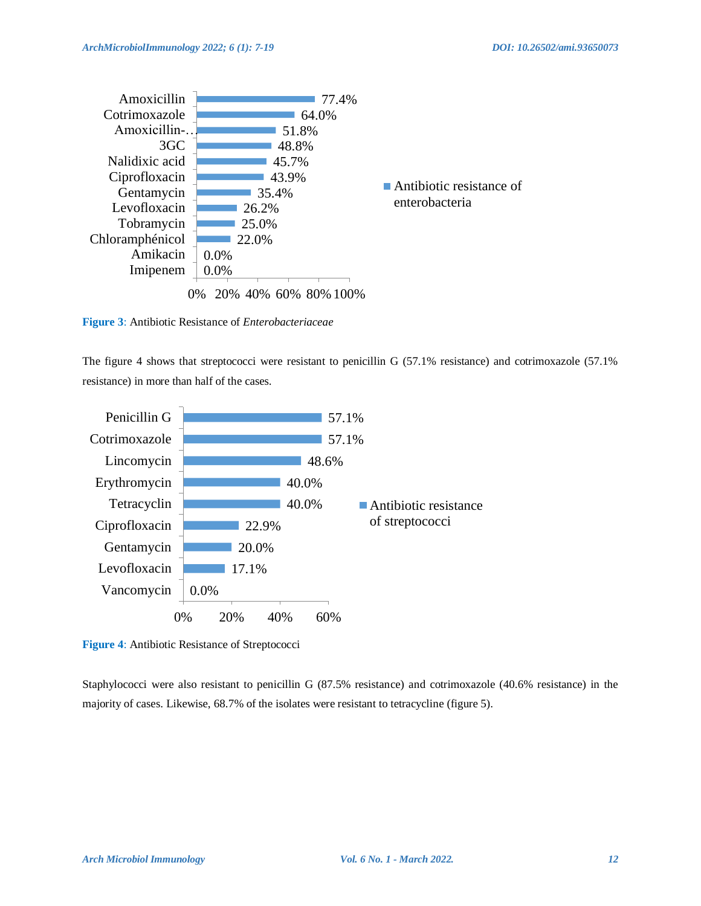| Antibiotic | Antibiotic resistance of enterobacteria |
|---|---|
| Amoxicillin | 77.4% |
| Cotrimoxazole | 64.0% |
| Amoxicillin-… | 51.8% |
| 3GC | 48.8% |
| Nalidixic acid | 45.7% |
| Ciprofloxacin | 43.9% |
| Gentamycin | 35.4% |
| Levofloxacin | 26.2% |
| Tobramycin | 25.0% |
| Chloramphénicol | 22.0% |
| Amikacin | 0.0% |
| Imipenem | 0.0% |

**Figure 3**: Antibiotic Resistance of *Enterobacteriaceae*

The figure 4 shows that streptococci were resistant to penicillin G (57.1% resistance) and cotrimoxazole (57.1% resistance) in more than half of the cases.

| Antibiotic | Antibiotic resistance of streptococci |
|---|---|
| Penicillin G | 57.1% |
| Cotrimoxazole | 57.1% |
| Lincomycin | 48.6% |
| Erythromycin | 40.0% |
| Tetracyclin | 40.0% |
| Ciprofloxacin | 22.9% |
| Gentamycin | 20.0% |
| Levofloxacin | 17.1% |
| Vancomycin | 0.0% |

**Figure 4**: Antibiotic Resistance of Streptococci

Staphylococci were also resistant to penicillin G (87.5% resistance) and cotrimoxazole (40.6% resistance) in the majority of cases. Likewise, 68.7% of the isolates were resistant to tetracycline (figure 5).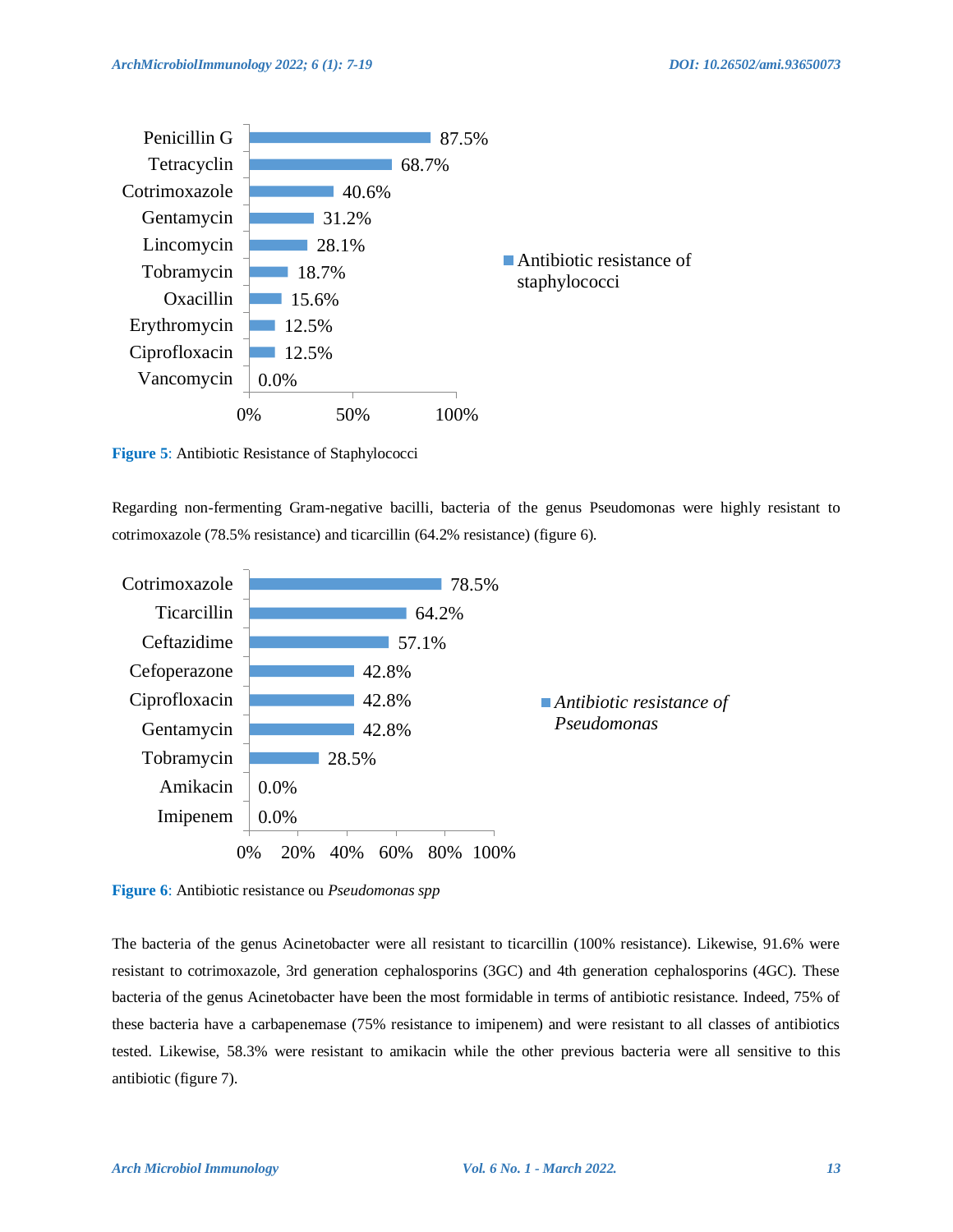Figure 5: Antibiotic Resistance of Staphylococci

Regarding non-fermenting Gram-negative bacilli, bacteria of the genus Pseudomonas were highly resistant to cotrimoxazole (78.5% resistance) and ticarcillin (64.2% resistance) (figure 6).

Figure 6: Antibiotic resistance ou *Pseudomonas spp*

The bacteria of the genus Acinetobacter were all resistant to ticarcillin (100% resistance). Likewise, 91.6% were resistant to cotrimoxazole, 3rd generation cephalosporins (3GC) and 4th generation cephalosporins (4GC). These bacteria of the genus Acinetobacter have been the most formidable in terms of antibiotic resistance. Indeed, 75% of these bacteria have a carbapenemase (75% resistance to imipenem) and were resistant to all classes of antibiotics tested. Likewise, 58.3% were resistant to amikacin while the other previous bacteria were all sensitive to this antibiotic (figure 7).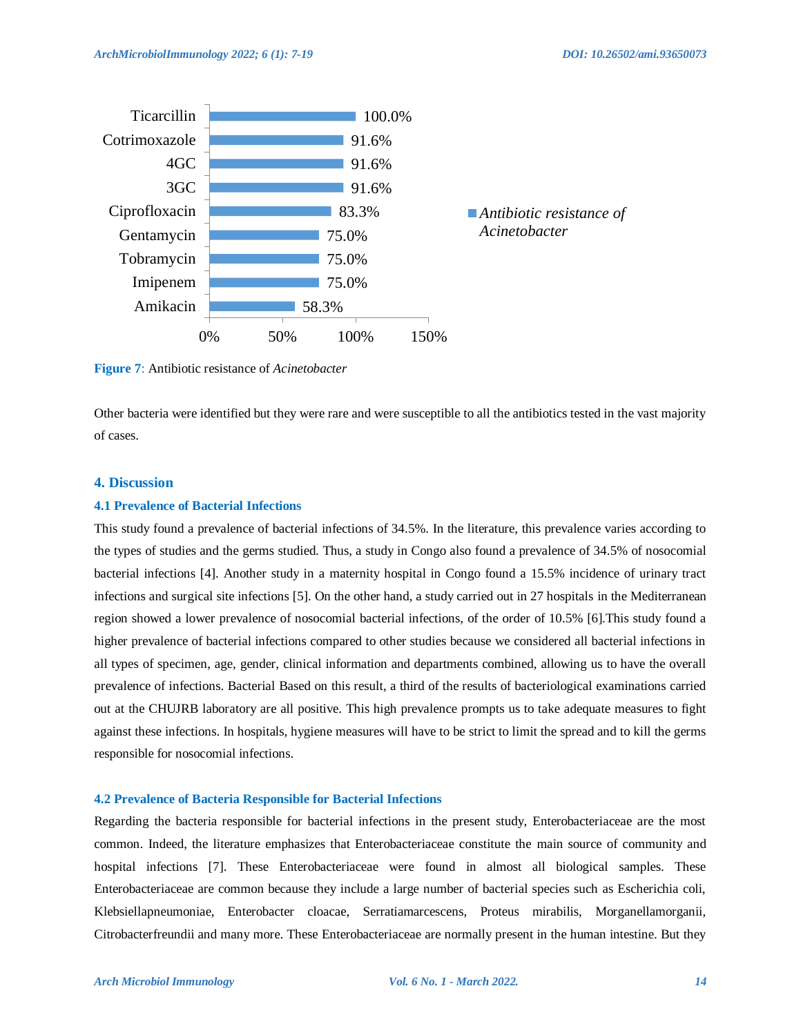| Antibiotic | Antibiotic resistance of *Acinetobacter* |
|---|---|
| Ticarcillin | 100.0% |
| Cotrimoxazole | 91.6% |
| 4GC | 91.6% |
| 3GC | 91.6% |
| Ciprofloxacin | 83.3% |
| Gentamycin | 75.0% |
| Tobramycin | 75.0% |
| Imipenem | 75.0% |
| Amikacin | 58.3% |

**Figure 7**: Antibiotic resistance of *Acinetobacter*

Other bacteria were identified but they were rare and were susceptible to all the antibiotics tested in the vast majority of cases.

## 4. Discussion

### 4.1 Prevalence of Bacterial Infections

This study found a prevalence of bacterial infections of 34.5%. In the literature, this prevalence varies according to the types of studies and the germs studied. Thus, a study in Congo also found a prevalence of 34.5% of nosocomial bacterial infections [4]. Another study in a maternity hospital in Congo found a 15.5% incidence of urinary tract infections and surgical site infections [5]. On the other hand, a study carried out in 27 hospitals in the Mediterranean region showed a lower prevalence of nosocomial bacterial infections, of the order of 10.5% [6].This study found a higher prevalence of bacterial infections compared to other studies because we considered all bacterial infections in all types of specimen, age, gender, clinical information and departments combined, allowing us to have the overall prevalence of infections. Bacterial Based on this result, a third of the results of bacteriological examinations carried out at the CHUJRB laboratory are all positive. This high prevalence prompts us to take adequate measures to fight against these infections. In hospitals, hygiene measures will have to be strict to limit the spread and to kill the germs responsible for nosocomial infections.

### 4.2 Prevalence of Bacteria Responsible for Bacterial Infections

Regarding the bacteria responsible for bacterial infections in the present study, Enterobacteriaceae are the most common. Indeed, the literature emphasizes that Enterobacteriaceae constitute the main source of community and hospital infections [7]. These Enterobacteriaceae were found in almost all biological samples. These Enterobacteriaceae are common because they include a large number of bacterial species such as Escherichia coli, Klebsiellapneumoniae, Enterobacter cloacae, Serratiamarcescens, Proteus mirabilis, Morganellamorganii, Citrobacterfreundii and many more. These Enterobacteriaceae are normally present in the human intestine. But they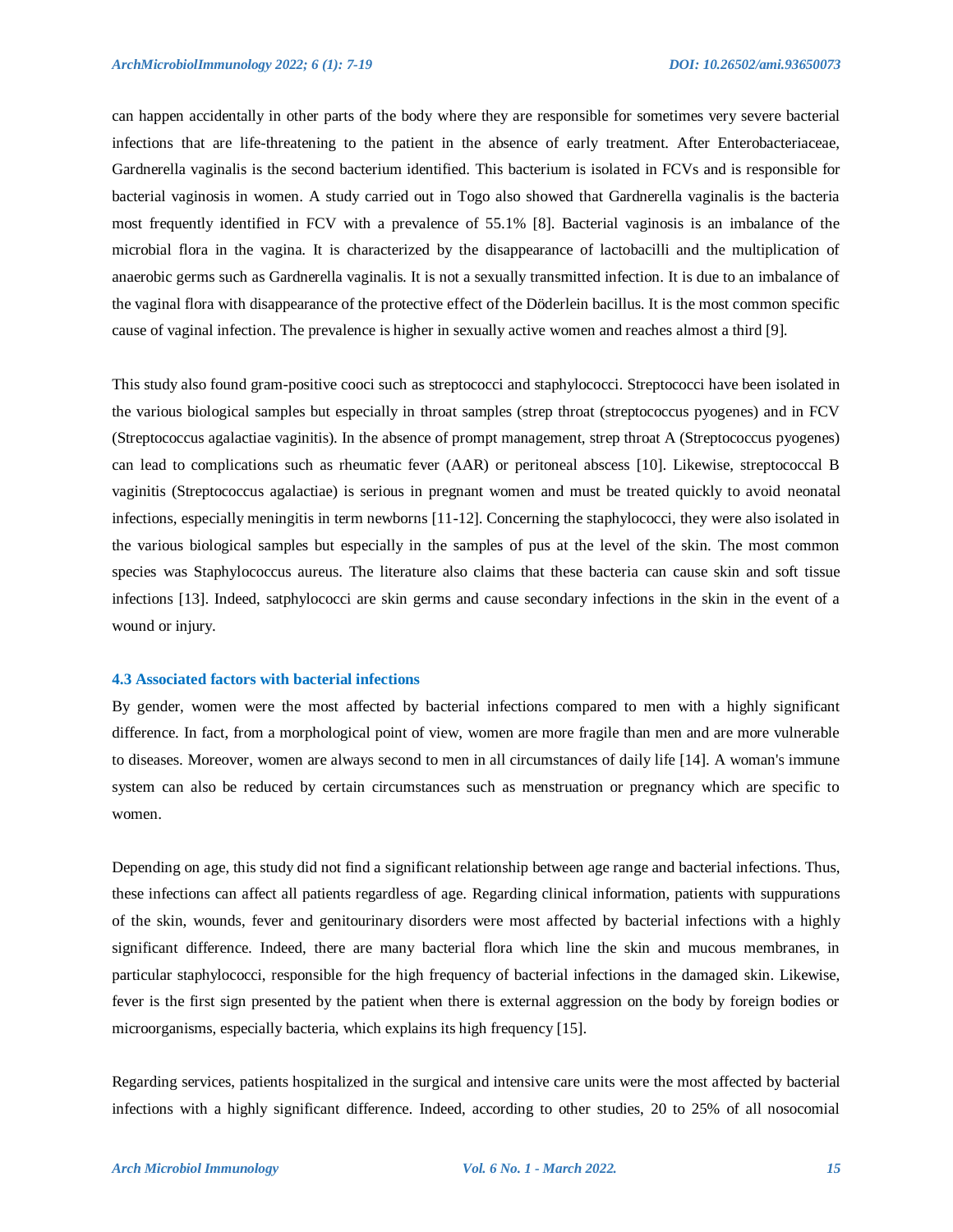can happen accidentally in other parts of the body where they are responsible for sometimes very severe bacterial infections that are life-threatening to the patient in the absence of early treatment. After Enterobacteriaceae, Gardnerella vaginalis is the second bacterium identified. This bacterium is isolated in FCVs and is responsible for bacterial vaginosis in women. A study carried out in Togo also showed that Gardnerella vaginalis is the bacteria most frequently identified in FCV with a prevalence of 55.1% [8]. Bacterial vaginosis is an imbalance of the microbial flora in the vagina. It is characterized by the disappearance of lactobacilli and the multiplication of anaerobic germs such as Gardnerella vaginalis. It is not a sexually transmitted infection. It is due to an imbalance of the vaginal flora with disappearance of the protective effect of the Döderlein bacillus. It is the most common specific cause of vaginal infection. The prevalence is higher in sexually active women and reaches almost a third [9].

This study also found gram-positive cooci such as streptococci and staphylococci. Streptococci have been isolated in the various biological samples but especially in throat samples (strep throat (streptococcus pyogenes) and in FCV (Streptococcus agalactiae vaginitis). In the absence of prompt management, strep throat A (Streptococcus pyogenes) can lead to complications such as rheumatic fever (AAR) or peritoneal abscess [10]. Likewise, streptococcal B vaginitis (Streptococcus agalactiae) is serious in pregnant women and must be treated quickly to avoid neonatal infections, especially meningitis in term newborns [11-12]. Concerning the staphylococci, they were also isolated in the various biological samples but especially in the samples of pus at the level of the skin. The most common species was Staphylococcus aureus. The literature also claims that these bacteria can cause skin and soft tissue infections [13]. Indeed, satphylococci are skin germs and cause secondary infections in the skin in the event of a wound or injury.

### 4.3 Associated factors with bacterial infections

By gender, women were the most affected by bacterial infections compared to men with a highly significant difference. In fact, from a morphological point of view, women are more fragile than men and are more vulnerable to diseases. Moreover, women are always second to men in all circumstances of daily life [14]. A woman's immune system can also be reduced by certain circumstances such as menstruation or pregnancy which are specific to women.

Depending on age, this study did not find a significant relationship between age range and bacterial infections. Thus, these infections can affect all patients regardless of age. Regarding clinical information, patients with suppurations of the skin, wounds, fever and genitourinary disorders were most affected by bacterial infections with a highly significant difference. Indeed, there are many bacterial flora which line the skin and mucous membranes, in particular staphylococci, responsible for the high frequency of bacterial infections in the damaged skin. Likewise, fever is the first sign presented by the patient when there is external aggression on the body by foreign bodies or microorganisms, especially bacteria, which explains its high frequency [15].

Regarding services, patients hospitalized in the surgical and intensive care units were the most affected by bacterial infections with a highly significant difference. Indeed, according to other studies, 20 to 25% of all nosocomial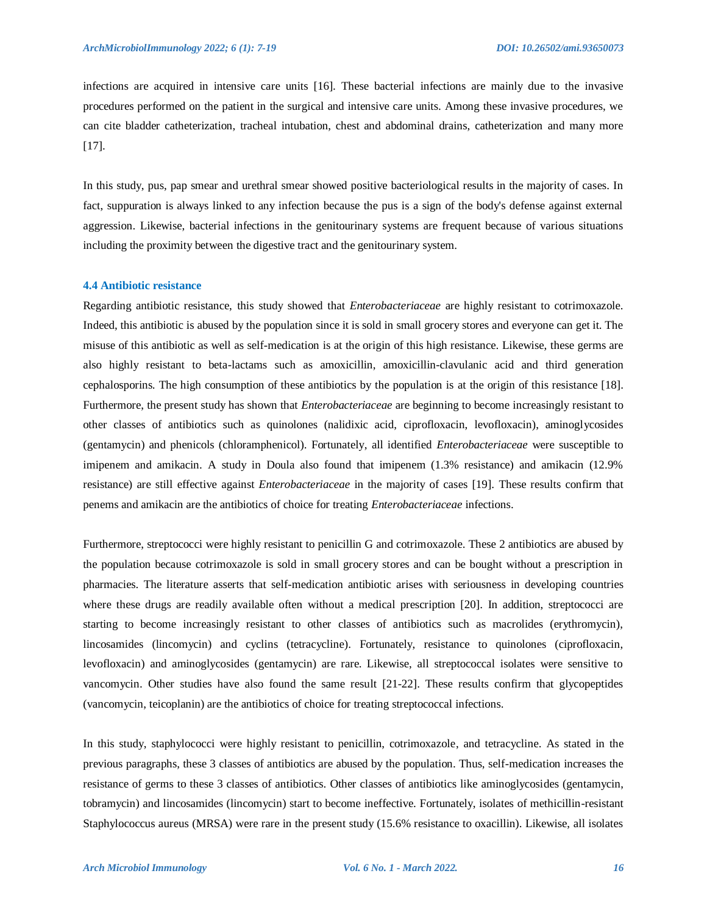infections are acquired in intensive care units [16]. These bacterial infections are mainly due to the invasive procedures performed on the patient in the surgical and intensive care units. Among these invasive procedures, we can cite bladder catheterization, tracheal intubation, chest and abdominal drains, catheterization and many more [17].

In this study, pus, pap smear and urethral smear showed positive bacteriological results in the majority of cases. In fact, suppuration is always linked to any infection because the pus is a sign of the body's defense against external aggression. Likewise, bacterial infections in the genitourinary systems are frequent because of various situations including the proximity between the digestive tract and the genitourinary system.

### 4.4 Antibiotic resistance

Regarding antibiotic resistance, this study showed that *Enterobacteriaceae* are highly resistant to cotrimoxazole. Indeed, this antibiotic is abused by the population since it is sold in small grocery stores and everyone can get it. The misuse of this antibiotic as well as self-medication is at the origin of this high resistance. Likewise, these germs are also highly resistant to beta-lactams such as amoxicillin, amoxicillin-clavulanic acid and third generation cephalosporins. The high consumption of these antibiotics by the population is at the origin of this resistance [18]. Furthermore, the present study has shown that *Enterobacteriaceae* are beginning to become increasingly resistant to other classes of antibiotics such as quinolones (nalidixic acid, ciprofloxacin, levofloxacin), aminoglycosides (gentamycin) and phenicols (chloramphenicol). Fortunately, all identified *Enterobacteriaceae* were susceptible to imipenem and amikacin. A study in Doula also found that imipenem (1.3% resistance) and amikacin (12.9% resistance) are still effective against *Enterobacteriaceae* in the majority of cases [19]. These results confirm that penems and amikacin are the antibiotics of choice for treating *Enterobacteriaceae* infections.

Furthermore, streptococci were highly resistant to penicillin G and cotrimoxazole. These 2 antibiotics are abused by the population because cotrimoxazole is sold in small grocery stores and can be bought without a prescription in pharmacies. The literature asserts that self-medication antibiotic arises with seriousness in developing countries where these drugs are readily available often without a medical prescription [20]. In addition, streptococci are starting to become increasingly resistant to other classes of antibiotics such as macrolides (erythromycin), lincosamides (lincomycin) and cyclins (tetracycline). Fortunately, resistance to quinolones (ciprofloxacin, levofloxacin) and aminoglycosides (gentamycin) are rare. Likewise, all streptococcal isolates were sensitive to vancomycin. Other studies have also found the same result [21-22]. These results confirm that glycopeptides (vancomycin, teicoplanin) are the antibiotics of choice for treating streptococcal infections.

In this study, staphylococci were highly resistant to penicillin, cotrimoxazole, and tetracycline. As stated in the previous paragraphs, these 3 classes of antibiotics are abused by the population. Thus, self-medication increases the resistance of germs to these 3 classes of antibiotics. Other classes of antibiotics like aminoglycosides (gentamycin, tobramycin) and lincosamides (lincomycin) start to become ineffective. Fortunately, isolates of methicillin-resistant Staphylococcus aureus (MRSA) were rare in the present study (15.6% resistance to oxacillin). Likewise, all isolates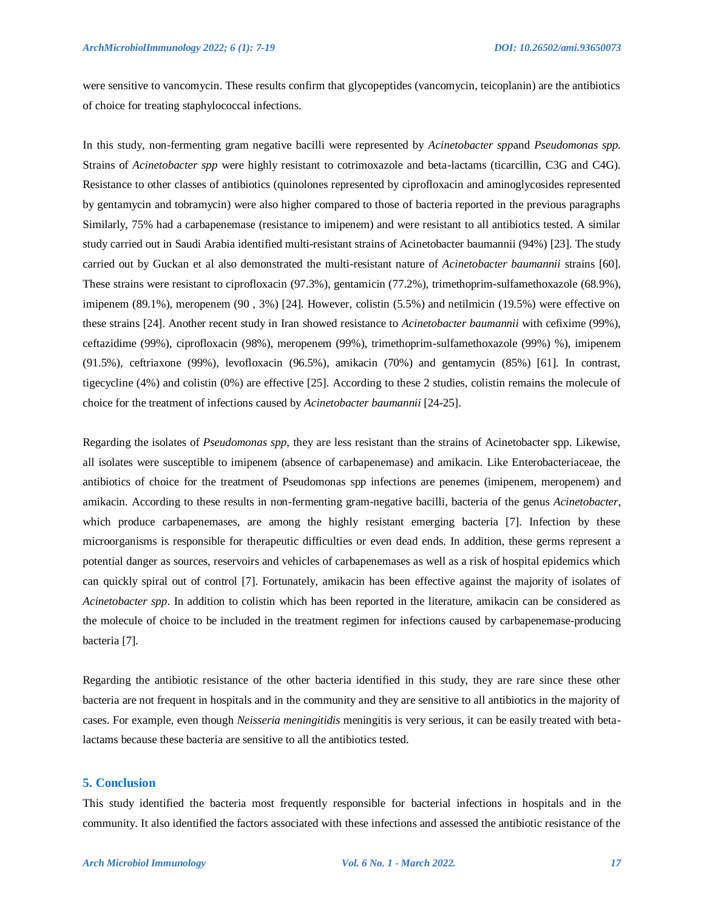were sensitive to vancomycin. These results confirm that glycopeptides (vancomycin, teicoplanin) are the antibiotics of choice for treating staphylococcal infections.

In this study, non-fermenting gram negative bacilli were represented by *Acinetobacter spp*and *Pseudomonas spp.* Strains of *Acinetobacter spp* were highly resistant to cotrimoxazole and beta-lactams (ticarcillin, C3G and C4G). Resistance to other classes of antibiotics (quinolones represented by ciprofloxacin and aminoglycosides represented by gentamycin and tobramycin) were also higher compared to those of bacteria reported in the previous paragraphs Similarly, 75% had a carbapenemase (resistance to imipenem) and were resistant to all antibiotics tested. A similar study carried out in Saudi Arabia identified multi-resistant strains of Acinetobacter baumannii (94%) [23]. The study carried out by Guckan et al also demonstrated the multi-resistant nature of *Acinetobacter baumannii* strains [60]. These strains were resistant to ciprofloxacin (97.3%), gentamicin (77.2%), trimethoprim-sulfamethoxazole (68.9%), imipenem (89.1%), meropenem (90 , 3%) [24]. However, colistin (5.5%) and netilmicin (19.5%) were effective on these strains [24]. Another recent study in Iran showed resistance to *Acinetobacter baumannii* with cefixime (99%), ceftazidime (99%), ciprofloxacin (98%), meropenem (99%), trimethoprim-sulfamethoxazole (99%) %), imipenem (91.5%), ceftriaxone (99%), levofloxacin (96.5%), amikacin (70%) and gentamycin (85%) [61]. In contrast, tigecycline (4%) and colistin (0%) are effective [25]. According to these 2 studies, colistin remains the molecule of choice for the treatment of infections caused by *Acinetobacter baumannii* [24-25].

Regarding the isolates of *Pseudomonas spp,* they are less resistant than the strains of Acinetobacter spp. Likewise, all isolates were susceptible to imipenem (absence of carbapenemase) and amikacin. Like Enterobacteriaceae, the antibiotics of choice for the treatment of Pseudomonas spp infections are penemes (imipenem, meropenem) and amikacin. According to these results in non-fermenting gram-negative bacilli, bacteria of the genus *Acinetobacter,* which produce carbapenemases, are among the highly resistant emerging bacteria [7]. Infection by these microorganisms is responsible for therapeutic difficulties or even dead ends. In addition, these germs represent a potential danger as sources, reservoirs and vehicles of carbapenemases as well as a risk of hospital epidemics which can quickly spiral out of control [7]. Fortunately, amikacin has been effective against the majority of isolates of *Acinetobacter spp*. In addition to colistin which has been reported in the literature, amikacin can be considered as the molecule of choice to be included in the treatment regimen for infections caused by carbapenemase-producing bacteria [7].

Regarding the antibiotic resistance of the other bacteria identified in this study, they are rare since these other bacteria are not frequent in hospitals and in the community and they are sensitive to all antibiotics in the majority of cases. For example, even though *Neisseria meningitidis* meningitis is very serious, it can be easily treated with beta-lactams because these bacteria are sensitive to all the antibiotics tested.

## 5. Conclusion

This study identified the bacteria most frequently responsible for bacterial infections in hospitals and in the community. It also identified the factors associated with these infections and assessed the antibiotic resistance of the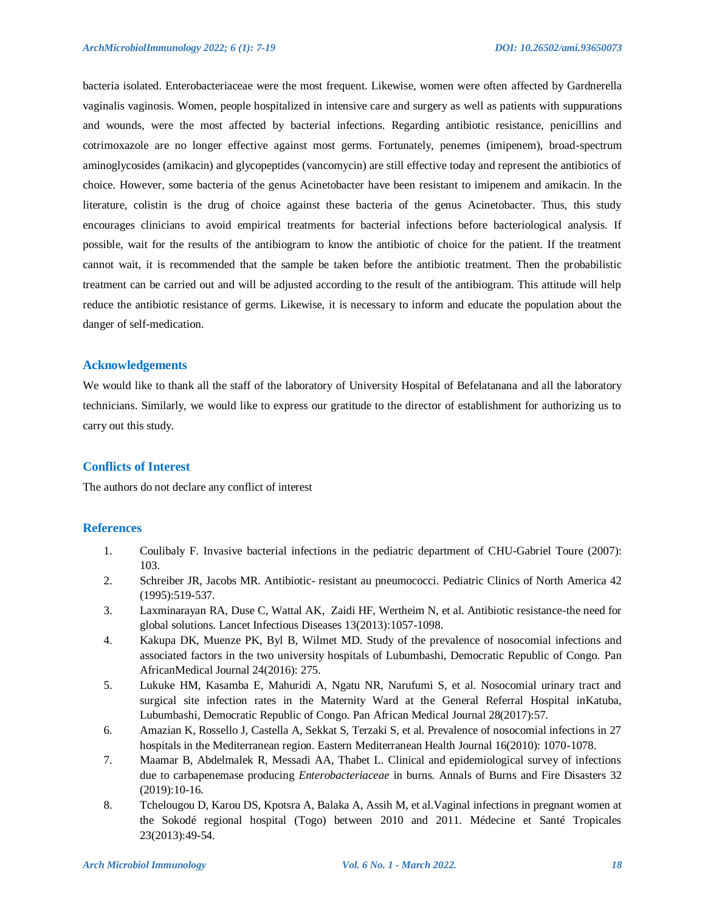bacteria isolated. Enterobacteriaceae were the most frequent. Likewise, women were often affected by Gardnerella vaginalis vaginosis. Women, people hospitalized in intensive care and surgery as well as patients with suppurations and wounds, were the most affected by bacterial infections. Regarding antibiotic resistance, penicillins and cotrimoxazole are no longer effective against most germs. Fortunately, penemes (imipenem), broad-spectrum aminoglycosides (amikacin) and glycopeptides (vancomycin) are still effective today and represent the antibiotics of choice. However, some bacteria of the genus Acinetobacter have been resistant to imipenem and amikacin. In the literature, colistin is the drug of choice against these bacteria of the genus Acinetobacter. Thus, this study encourages clinicians to avoid empirical treatments for bacterial infections before bacteriological analysis. If possible, wait for the results of the antibiogram to know the antibiotic of choice for the patient. If the treatment cannot wait, it is recommended that the sample be taken before the antibiotic treatment. Then the probabilistic treatment can be carried out and will be adjusted according to the result of the antibiogram. This attitude will help reduce the antibiotic resistance of germs. Likewise, it is necessary to inform and educate the population about the danger of self-medication.

## Acknowledgements

We would like to thank all the staff of the laboratory of University Hospital of Befelatanana and all the laboratory technicians. Similarly, we would like to express our gratitude to the director of establishment for authorizing us to carry out this study.

## Conflicts of Interest

The authors do not declare any conflict of interest

## References

1. Coulibaly F. Invasive bacterial infections in the pediatric department of CHU-Gabriel Toure (2007): 103.
2. Schreiber JR, Jacobs MR. Antibiotic- resistant au pneumococci. Pediatric Clinics of North America 42 (1995):519-537.
3. Laxminarayan RA, Duse C, Wattal AK, Zaidi HF, Wertheim N, et al. Antibiotic resistance-the need for global solutions. Lancet Infectious Diseases 13(2013):1057-1098.
4. Kakupa DK, Muenze PK, Byl B, Wilmet MD. Study of the prevalence of nosocomial infections and associated factors in the two university hospitals of Lubumbashi, Democratic Republic of Congo. Pan AfricanMedical Journal 24(2016): 275.
5. Lukuke HM, Kasamba E, Mahuridi A, Ngatu NR, Narufumi S, et al. Nosocomial urinary tract and surgical site infection rates in the Maternity Ward at the General Referral Hospital inKatuba, Lubumbashi, Democratic Republic of Congo. Pan African Medical Journal 28(2017):57.
6. Amazian K, Rossello J, Castella A, Sekkat S, Terzaki S, et al. Prevalence of nosocomial infections in 27 hospitals in the Mediterranean region. Eastern Mediterranean Health Journal 16(2010): 1070-1078.
7. Maamar B, Abdelmalek R, Messadi AA, Thabet L. Clinical and epidemiological survey of infections due to carbapenemase producing *Enterobacteriaceae* in burns. Annals of Burns and Fire Disasters 32 (2019):10-16.
8. Tchelougou D, Karou DS, Kpotsra A, Balaka A, Assih M, et al.Vaginal infections in pregnant women at the Sokodé regional hospital (Togo) between 2010 and 2011. Médecine et Santé Tropicales 23(2013):49-54.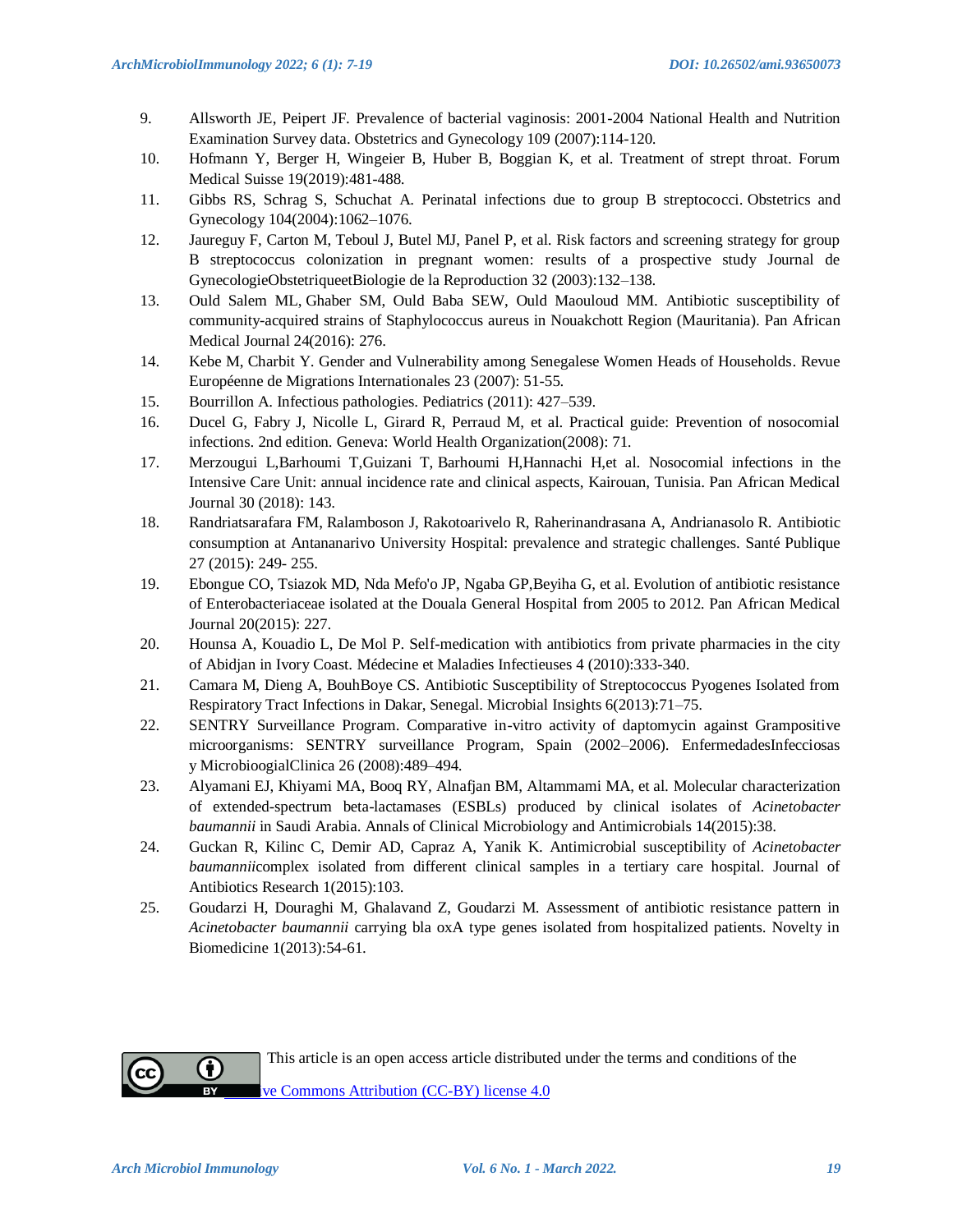9. Allsworth JE, Peipert JF. Prevalence of bacterial vaginosis: 2001-2004 National Health and Nutrition Examination Survey data. Obstetrics and Gynecology 109 (2007):114-120.
10. Hofmann Y, Berger H, Wingeier B, Huber B, Boggian K, et al. Treatment of strept throat. Forum Medical Suisse 19(2019):481-488.
11. Gibbs RS, Schrag S, Schuchat A. Perinatal infections due to group B streptococci. Obstetrics and Gynecology 104(2004):1062–1076.
12. Jaureguy F, Carton M, Teboul J, Butel MJ, Panel P, et al. Risk factors and screening strategy for group B streptococcus colonization in pregnant women: results of a prospective study Journal de GynecologieObstetriqueetBiologie de la Reproduction 32 (2003):132–138.
13. Ould Salem ML, Ghaber SM, Ould Baba SEW, Ould Maouloud MM. Antibiotic susceptibility of community-acquired strains of Staphylococcus aureus in Nouakchott Region (Mauritania). Pan African Medical Journal 24(2016): 276.
14. Kebe M, Charbit Y. Gender and Vulnerability among Senegalese Women Heads of Households. Revue Européenne de Migrations Internationales 23 (2007): 51-55.
15. Bourrillon A. Infectious pathologies. Pediatrics (2011): 427–539.
16. Ducel G, Fabry J, Nicolle L, Girard R, Perraud M, et al. Practical guide: Prevention of nosocomial infections. 2nd edition. Geneva: World Health Organization(2008): 71.
17. Merzougui L,Barhoumi T,Guizani T, Barhoumi H,Hannachi H,et al. Nosocomial infections in the Intensive Care Unit: annual incidence rate and clinical aspects, Kairouan, Tunisia. Pan African Medical Journal 30 (2018): 143.
18. Randriatsarafara FM, Ralamboson J, Rakotoarivelo R, Raherinandrasana A, Andrianasolo R. Antibiotic consumption at Antananarivo University Hospital: prevalence and strategic challenges. Santé Publique 27 (2015): 249- 255.
19. Ebongue CO, Tsiazok MD, Nda Mefo'o JP, Ngaba GP,Beyiha G, et al. Evolution of antibiotic resistance of Enterobacteriaceae isolated at the Douala General Hospital from 2005 to 2012. Pan African Medical Journal 20(2015): 227.
20. Hounsa A, Kouadio L, De Mol P. Self-medication with antibiotics from private pharmacies in the city of Abidjan in Ivory Coast. Médecine et Maladies Infectieuses 4 (2010):333-340.
21. Camara M, Dieng A, BouhBoye CS. Antibiotic Susceptibility of Streptococcus Pyogenes Isolated from Respiratory Tract Infections in Dakar, Senegal. Microbial Insights 6(2013):71–75.
22. SENTRY Surveillance Program. Comparative in-vitro activity of daptomycin against Grampositive microorganisms: SENTRY surveillance Program, Spain (2002–2006). EnfermedadesInfecciosas y MicrobioogialClinica 26 (2008):489–494.
23. Alyamani EJ, Khiyami MA, Booq RY, Alnafjan BM, Altammami MA, et al. Molecular characterization of extended-spectrum beta-lactamases (ESBLs) produced by clinical isolates of *Acinetobacter baumannii* in Saudi Arabia. Annals of Clinical Microbiology and Antimicrobials 14(2015):38.
24. Guckan R, Kilinc C, Demir AD, Capraz A, Yanik K. Antimicrobial susceptibility of *Acinetobacter baumannii*complex isolated from different clinical samples in a tertiary care hospital. Journal of Antibiotics Research 1(2015):103.
25. Goudarzi H, Douraghi M, Ghalavand Z, Goudarzi M. Assessment of antibiotic resistance pattern in *Acinetobacter baumannii* carrying bla oxA type genes isolated from hospitalized patients. Novelty in Biomedicine 1(2013):54-61.

This article is an open access article distributed under the terms and conditions of the ve Commons Attribution (CC-BY) license 4.0